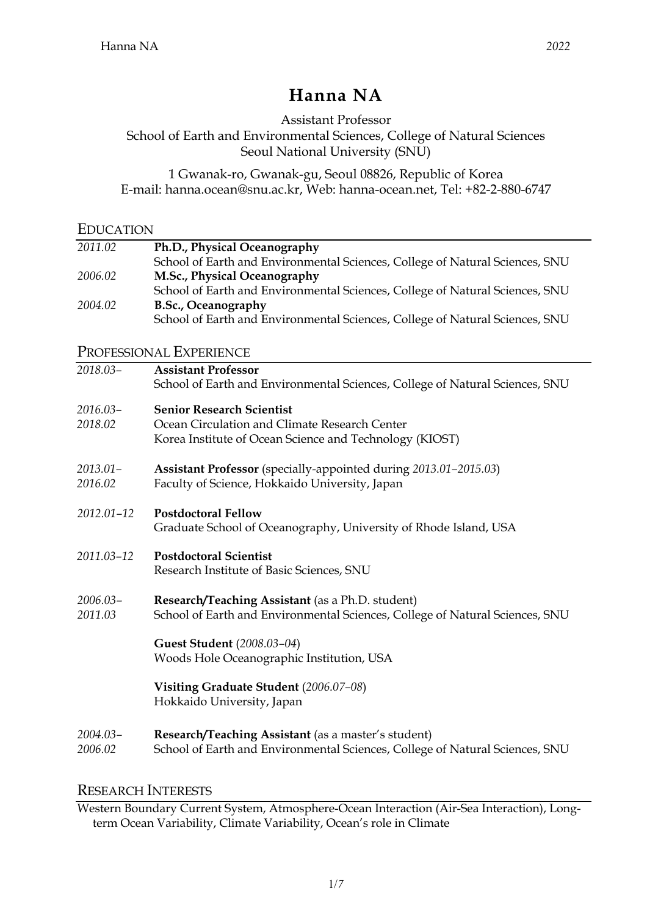# Hanna NA

Assistant Professor
School of Earth and Environmental Sciences, College of Natural Sciences
Seoul National University (SNU)

1 Gwanak-ro, Gwanak-gu, Seoul 08826, Republic of Korea
E-mail: hanna.ocean@snu.ac.kr, Web: hanna-ocean.net, Tel: +82-2-880-6747

## EDUCATION

*2011.02* **Ph.D., Physical Oceanography**
School of Earth and Environmental Sciences, College of Natural Sciences, SNU

*2006.02* **M.Sc., Physical Oceanography**
School of Earth and Environmental Sciences, College of Natural Sciences, SNU

*2004.02* **B.Sc., Oceanography**
School of Earth and Environmental Sciences, College of Natural Sciences, SNU

## PROFESSIONAL EXPERIENCE

*2018.03–* **Assistant Professor**
School of Earth and Environmental Sciences, College of Natural Sciences, SNU

*2016.03–2018.02* **Senior Research Scientist**
Ocean Circulation and Climate Research Center
Korea Institute of Ocean Science and Technology (KIOST)

*2013.01–2016.02* **Assistant Professor** (specially-appointed during *2013.01–2015.03*)
Faculty of Science, Hokkaido University, Japan

*2012.01–12* **Postdoctoral Fellow**
Graduate School of Oceanography, University of Rhode Island, USA

*2011.03–12* **Postdoctoral Scientist**
Research Institute of Basic Sciences, SNU

*2006.03–2011.03* **Research/Teaching Assistant** (as a Ph.D. student)
School of Earth and Environmental Sciences, College of Natural Sciences, SNU

**Guest Student** (*2008.03–04*)
Woods Hole Oceanographic Institution, USA

**Visiting Graduate Student** (*2006.07–08*)
Hokkaido University, Japan

*2004.03–2006.02* **Research/Teaching Assistant** (as a master's student)
School of Earth and Environmental Sciences, College of Natural Sciences, SNU

## RESEARCH INTERESTS

Western Boundary Current System, Atmosphere-Ocean Interaction (Air-Sea Interaction), Long-term Ocean Variability, Climate Variability, Ocean's role in Climate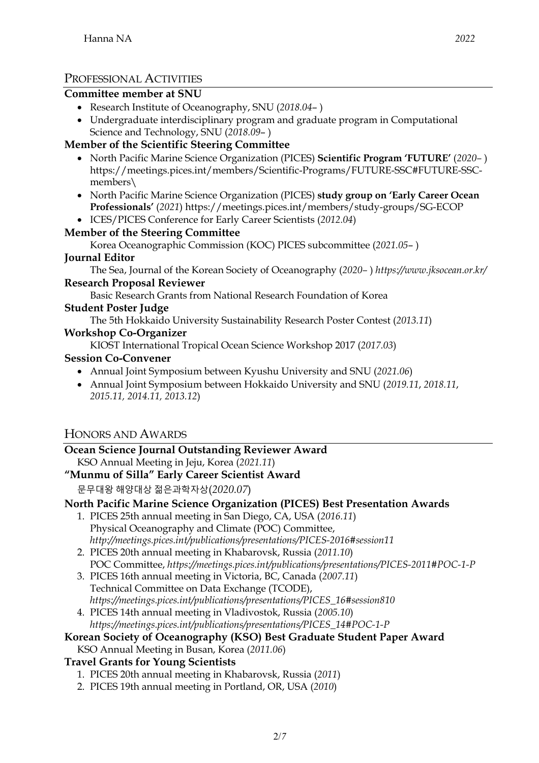## Professional Activities

**Committee member at SNU**

- Research Institute of Oceanography, SNU (*2018.04*– )
- Undergraduate interdisciplinary program and graduate program in Computational Science and Technology, SNU (*2018.09*– )

**Member of the Scientific Steering Committee**

- North Pacific Marine Science Organization (PICES) **Scientific Program 'FUTURE'** (*2020*– ) https://meetings.pices.int/members/Scientific-Programs/FUTURE-SSC#FUTURE-SSC-members\
- North Pacific Marine Science Organization (PICES) **study group on 'Early Career Ocean Professionals'** (*2021*) https://meetings.pices.int/members/study-groups/SG-ECOP
- ICES/PICES Conference for Early Career Scientists (*2012.04*)

**Member of the Steering Committee**

Korea Oceanographic Commission (KOC) PICES subcommittee (*2021.05*– )

**Journal Editor**

The Sea, Journal of the Korean Society of Oceanography (*2020*– ) *https://www.jksocean.or.kr/*

**Research Proposal Reviewer**

Basic Research Grants from National Research Foundation of Korea

**Student Poster Judge**

The 5th Hokkaido University Sustainability Research Poster Contest (*2013.11*)

**Workshop Co-Organizer**

KIOST International Tropical Ocean Science Workshop 2017 (*2017.03*)

**Session Co-Convener**

- Annual Joint Symposium between Kyushu University and SNU (*2021.06*)
- Annual Joint Symposium between Hokkaido University and SNU (*2019.11*, *2018.11*, *2015.11, 2014.11, 2013.12*)

## Honors and Awards

**Ocean Science Journal Outstanding Reviewer Award**

KSO Annual Meeting in Jeju, Korea (*2021.11*)

**"Munmu of Silla" Early Career Scientist Award**

문무대왕 해양대상 젊은과학자상(*2020.07*)

**North Pacific Marine Science Organization (PICES) Best Presentation Awards**

1. PICES 25th annual meeting in San Diego, CA, USA (*2016.11*)
   Physical Oceanography and Climate (POC) Committee,
   *http://meetings.pices.int/publications/presentations/PICES-2016#session11*
2. PICES 20th annual meeting in Khabarovsk, Russia (*2011.10*)
   POC Committee, *https://meetings.pices.int/publications/presentations/PICES-2011#POC-1-P*
3. PICES 16th annual meeting in Victoria, BC, Canada (*2007.11*)
   Technical Committee on Data Exchange (TCODE),
   *https://meetings.pices.int/publications/presentations/PICES_16#session810*
4. PICES 14th annual meeting in Vladivostok, Russia (*2005.10*)
   *https://meetings.pices.int/publications/presentations/PICES_14#POC-1-P*

**Korean Society of Oceanography (KSO) Best Graduate Student Paper Award**

KSO Annual Meeting in Busan, Korea (*2011.06*)

**Travel Grants for Young Scientists**

1. PICES 20th annual meeting in Khabarovsk, Russia (*2011*)
2. PICES 19th annual meeting in Portland, OR, USA (*2010*)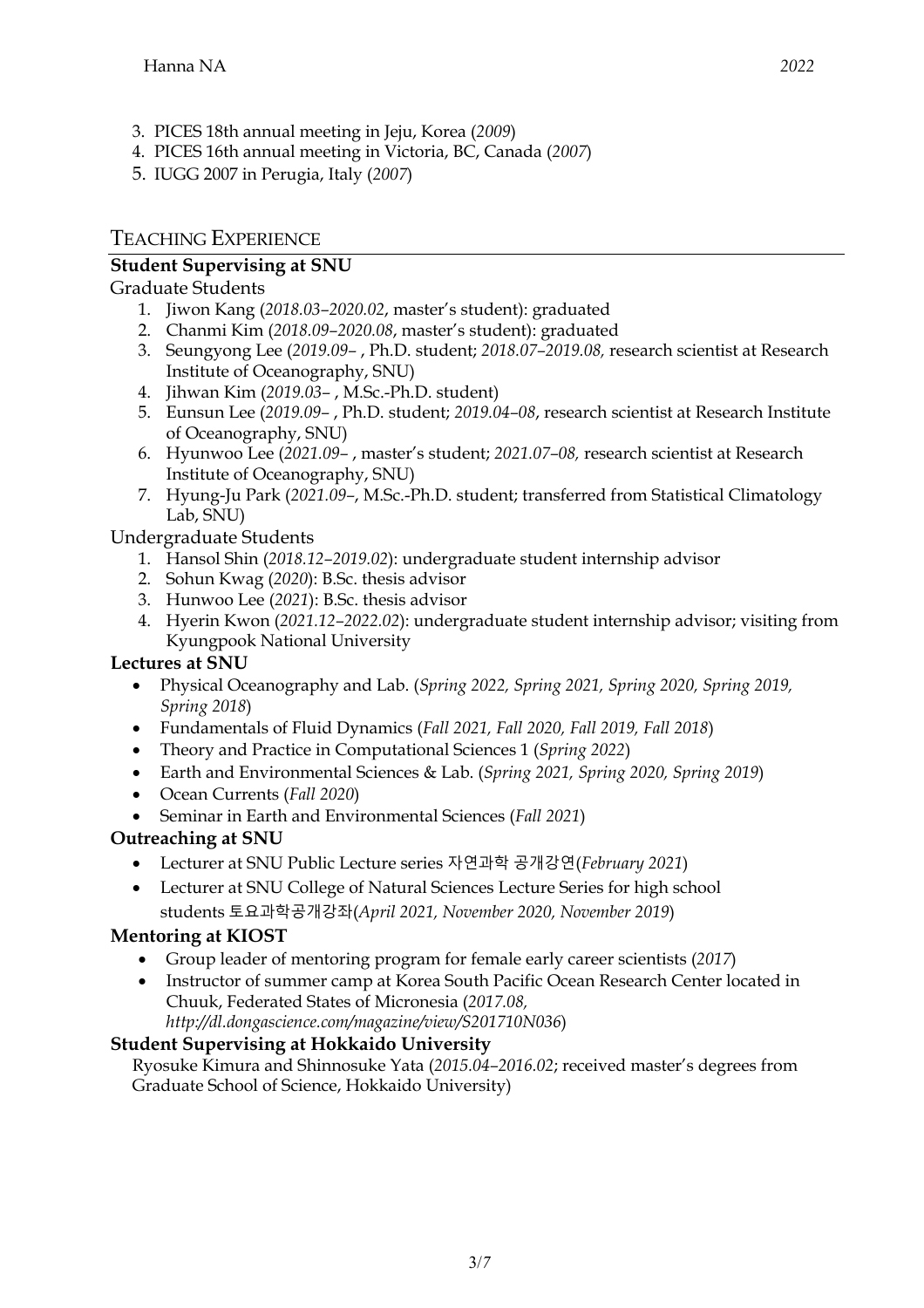3. PICES 18th annual meeting in Jeju, Korea (*2009*)
4. PICES 16th annual meeting in Victoria, BC, Canada (*2007*)
5. IUGG 2007 in Perugia, Italy (*2007*)

## Teaching Experience

### Student Supervising at SNU

Graduate Students

1. Jiwon Kang (*2018.03–2020.02*, master's student): graduated
2. Chanmi Kim (*2018.09–2020.08*, master's student): graduated
3. Seungyong Lee (*2019.09–* , Ph.D. student; *2018.07–2019.08,* research scientist at Research Institute of Oceanography, SNU)
4. Jihwan Kim (*2019.03–* , M.Sc.-Ph.D. student)
5. Eunsun Lee (*2019.09–* , Ph.D. student; *2019.04–08*, research scientist at Research Institute of Oceanography, SNU)
6. Hyunwoo Lee (*2021.09–* , master's student; *2021.07–08,* research scientist at Research Institute of Oceanography, SNU)
7. Hyung-Ju Park (*2021.09–*, M.Sc.-Ph.D. student; transferred from Statistical Climatology Lab, SNU)

Undergraduate Students

1. Hansol Shin (*2018.12–2019.02*): undergraduate student internship advisor
2. Sohun Kwag (*2020*): B.Sc. thesis advisor
3. Hunwoo Lee (*2021*): B.Sc. thesis advisor
4. Hyerin Kwon (*2021.12–2022.02*): undergraduate student internship advisor; visiting from Kyungpook National University

### Lectures at SNU

- Physical Oceanography and Lab. (*Spring 2022, Spring 2021, Spring 2020, Spring 2019, Spring 2018*)
- Fundamentals of Fluid Dynamics (*Fall 2021, Fall 2020, Fall 2019, Fall 2018*)
- Theory and Practice in Computational Sciences 1 (*Spring 2022*)
- Earth and Environmental Sciences & Lab. (*Spring 2021, Spring 2020, Spring 2019*)
- Ocean Currents (*Fall 2020*)
- Seminar in Earth and Environmental Sciences (*Fall 2021*)

### Outreaching at SNU

- Lecturer at SNU Public Lecture series 자연과학 공개강연(*February 2021*)
- Lecturer at SNU College of Natural Sciences Lecture Series for high school students 토요과학공개강좌(*April 2021, November 2020, November 2019*)

### Mentoring at KIOST

- Group leader of mentoring program for female early career scientists (*2017*)
- Instructor of summer camp at Korea South Pacific Ocean Research Center located in Chuuk, Federated States of Micronesia (*2017.08, http://dl.dongascience.com/magazine/view/S201710N036*)

### Student Supervising at Hokkaido University

Ryosuke Kimura and Shinnosuke Yata (*2015.04–2016.02*; received master's degrees from Graduate School of Science, Hokkaido University)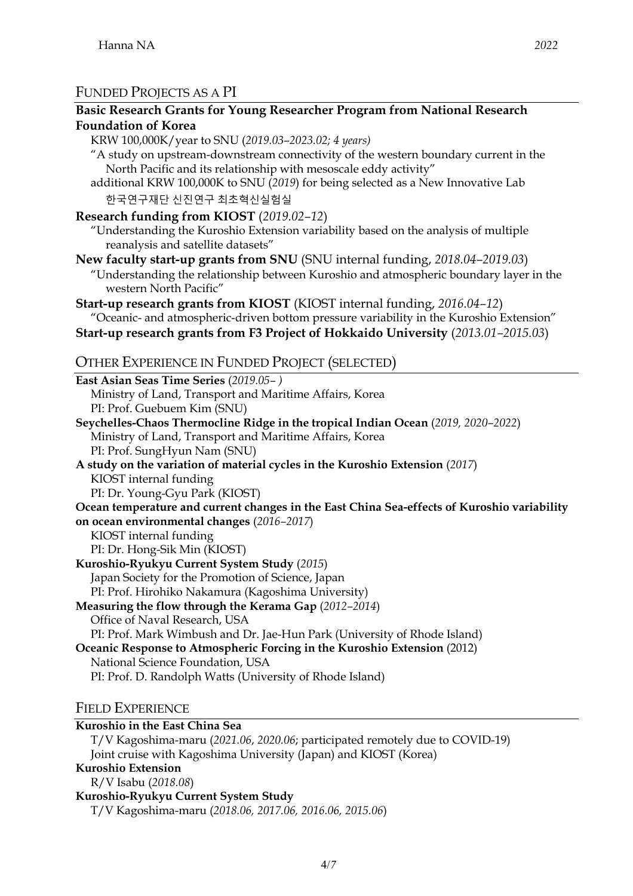## FUNDED PROJECTS AS A PI

**Basic Research Grants for Young Researcher Program from National Research Foundation of Korea**
KRW 100,000K/year to SNU (*2019.03–2023.02; 4 years)*
"A study on upstream-downstream connectivity of the western boundary current in the North Pacific and its relationship with mesoscale eddy activity"
additional KRW 100,000K to SNU (*2019*) for being selected as a New Innovative Lab
한국연구재단 신진연구 최초혁신실험실

**Research funding from KIOST** (*2019.02–12*)
"Understanding the Kuroshio Extension variability based on the analysis of multiple reanalysis and satellite datasets"

**New faculty start-up grants from SNU** (SNU internal funding, *2018.04–2019.03*)
"Understanding the relationship between Kuroshio and atmospheric boundary layer in the western North Pacific"

**Start-up research grants from KIOST** (KIOST internal funding, *2016.04–12*)
"Oceanic- and atmospheric-driven bottom pressure variability in the Kuroshio Extension"

**Start-up research grants from F3 Project of Hokkaido University** (*2013.01–2015.03*)

## OTHER EXPERIENCE IN FUNDED PROJECT (SELECTED)

**East Asian Seas Time Series** (*2019.05– )*
Ministry of Land, Transport and Maritime Affairs, Korea
PI: Prof. Guebuem Kim (SNU)

**Seychelles-Chaos Thermocline Ridge in the tropical Indian Ocean** (*2019, 2020–2022*)
Ministry of Land, Transport and Maritime Affairs, Korea
PI: Prof. SungHyun Nam (SNU)

**A study on the variation of material cycles in the Kuroshio Extension** (*2017*)
KIOST internal funding
PI: Dr. Young-Gyu Park (KIOST)

**Ocean temperature and current changes in the East China Sea-effects of Kuroshio variability on ocean environmental changes** (*2016–2017*)
KIOST internal funding
PI: Dr. Hong-Sik Min (KIOST)

**Kuroshio-Ryukyu Current System Study** (*2015*)
Japan Society for the Promotion of Science, Japan
PI: Prof. Hirohiko Nakamura (Kagoshima University)

**Measuring the flow through the Kerama Gap** (*2012–2014*)
Office of Naval Research, USA
PI: Prof. Mark Wimbush and Dr. Jae-Hun Park (University of Rhode Island)

**Oceanic Response to Atmospheric Forcing in the Kuroshio Extension** (2012)
National Science Foundation, USA
PI: Prof. D. Randolph Watts (University of Rhode Island)

## FIELD EXPERIENCE

**Kuroshio in the East China Sea**
T/V Kagoshima-maru (*2021.06*, *2020.06*; participated remotely due to COVID-19)
Joint cruise with Kagoshima University (Japan) and KIOST (Korea)

**Kuroshio Extension**
R/V Isabu (*2018.08*)

**Kuroshio-Ryukyu Current System Study**
T/V Kagoshima-maru (*2018.06, 2017.06, 2016.06, 2015.06*)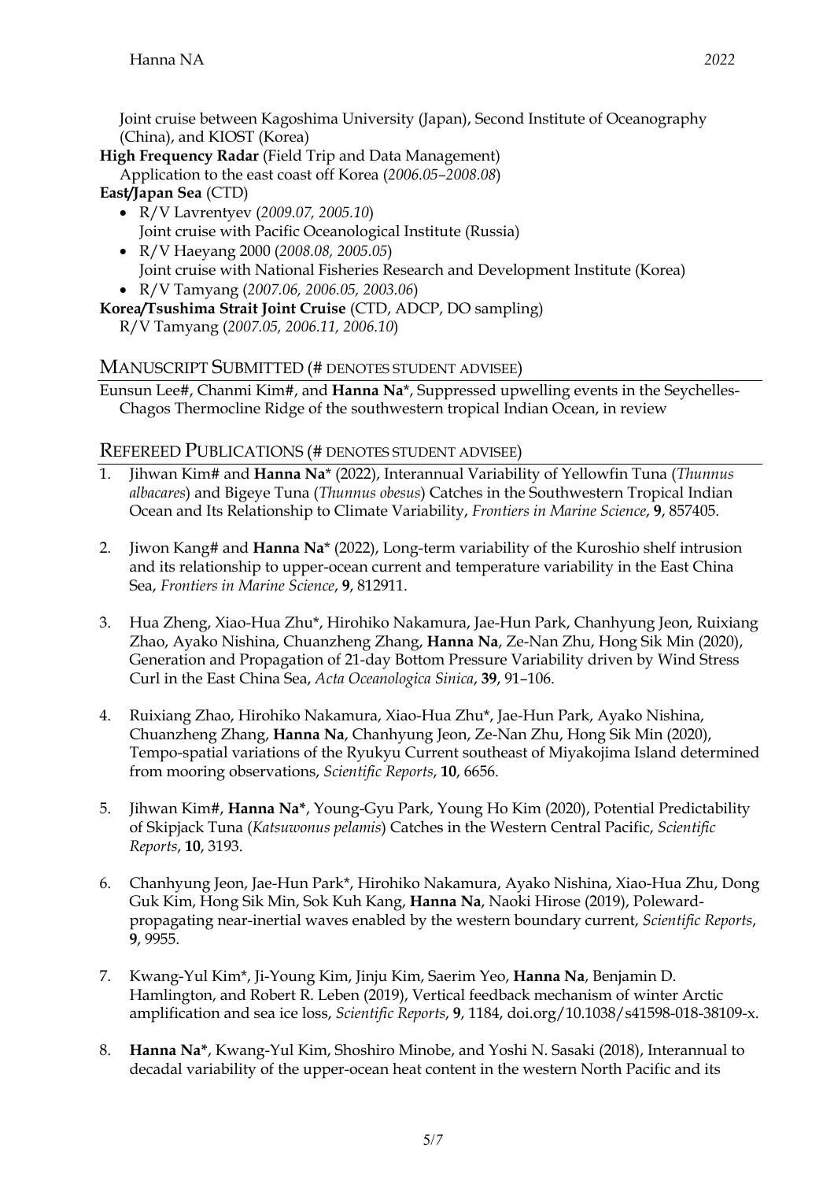Joint cruise between Kagoshima University (Japan), Second Institute of Oceanography (China), and KIOST (Korea)

**High Frequency Radar** (Field Trip and Data Management)
Application to the east coast off Korea (*2006.05–2008.08*)

**East/Japan Sea** (CTD)

- R/V Lavrentyev (*2009.07, 2005.10*)
  Joint cruise with Pacific Oceanological Institute (Russia)
- R/V Haeyang 2000 (*2008.08, 2005.05*)
  Joint cruise with National Fisheries Research and Development Institute (Korea)
- R/V Tamyang (*2007.06, 2006.05, 2003.06*)

**Korea/Tsushima Strait Joint Cruise** (CTD, ADCP, DO sampling)
R/V Tamyang (*2007.05, 2006.11, 2006.10*)

## MANUSCRIPT SUBMITTED (# DENOTES STUDENT ADVISEE)

Eunsun Lee#, Chanmi Kim#, and **Hanna Na**\*, Suppressed upwelling events in the Seychelles-Chagos Thermocline Ridge of the southwestern tropical Indian Ocean, in review

## REFEREED PUBLICATIONS (# DENOTES STUDENT ADVISEE)

1. Jihwan Kim# and **Hanna Na**\* (2022), Interannual Variability of Yellowfin Tuna (*Thunnus albacares*) and Bigeye Tuna (*Thunnus obesus*) Catches in the Southwestern Tropical Indian Ocean and Its Relationship to Climate Variability, *Frontiers in Marine Science*, **9**, 857405.

2. Jiwon Kang# and **Hanna Na**\* (2022), Long-term variability of the Kuroshio shelf intrusion and its relationship to upper-ocean current and temperature variability in the East China Sea, *Frontiers in Marine Science*, **9**, 812911.

3. Hua Zheng, Xiao-Hua Zhu\*, Hirohiko Nakamura, Jae-Hun Park, Chanhyung Jeon, Ruixiang Zhao, Ayako Nishina, Chuanzheng Zhang, **Hanna Na**, Ze-Nan Zhu, Hong Sik Min (2020), Generation and Propagation of 21-day Bottom Pressure Variability driven by Wind Stress Curl in the East China Sea, *Acta Oceanologica Sinica*, **39**, 91–106.

4. Ruixiang Zhao, Hirohiko Nakamura, Xiao-Hua Zhu\*, Jae-Hun Park, Ayako Nishina, Chuanzheng Zhang, **Hanna Na**, Chanhyung Jeon, Ze-Nan Zhu, Hong Sik Min (2020), Tempo-spatial variations of the Ryukyu Current southeast of Miyakojima Island determined from mooring observations, *Scientific Reports*, **10**, 6656.

5. Jihwan Kim#, **Hanna Na\***, Young-Gyu Park, Young Ho Kim (2020), Potential Predictability of Skipjack Tuna (*Katsuwonus pelamis*) Catches in the Western Central Pacific, *Scientific Reports*, **10**, 3193.

6. Chanhyung Jeon, Jae-Hun Park\*, Hirohiko Nakamura, Ayako Nishina, Xiao-Hua Zhu, Dong Guk Kim, Hong Sik Min, Sok Kuh Kang, **Hanna Na**, Naoki Hirose (2019), Poleward-propagating near-inertial waves enabled by the western boundary current, *Scientific Reports*, **9**, 9955.

7. Kwang-Yul Kim\*, Ji-Young Kim, Jinju Kim, Saerim Yeo, **Hanna Na**, Benjamin D. Hamlington, and Robert R. Leben (2019), Vertical feedback mechanism of winter Arctic amplification and sea ice loss, *Scientific Reports*, **9**, 1184, doi.org/10.1038/s41598-018-38109-x.

8. **Hanna Na\***, Kwang-Yul Kim, Shoshiro Minobe, and Yoshi N. Sasaki (2018), Interannual to decadal variability of the upper-ocean heat content in the western North Pacific and its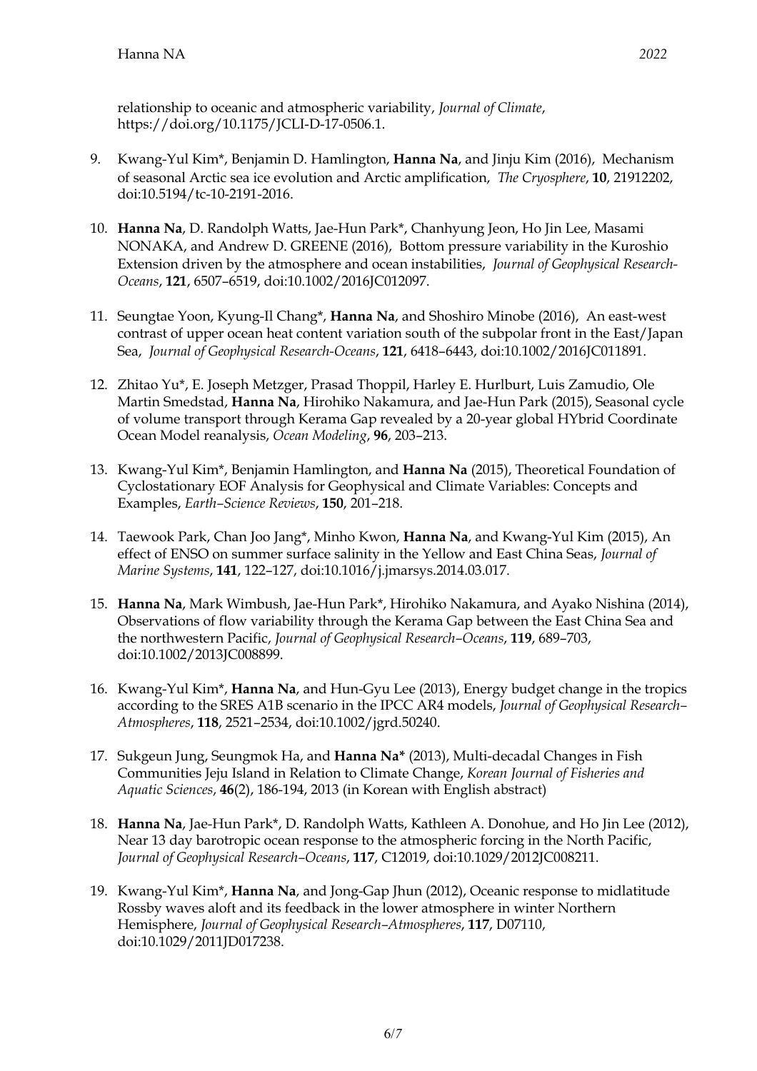relationship to oceanic and atmospheric variability, *Journal of Climate*, https://doi.org/10.1175/JCLI-D-17-0506.1.

9. Kwang-Yul Kim*, Benjamin D. Hamlington, **Hanna Na**, and Jinju Kim (2016), Mechanism of seasonal Arctic sea ice evolution and Arctic amplification, *The Cryosphere*, **10**, 21912202, doi:10.5194/tc-10-2191-2016.

10. **Hanna Na**, D. Randolph Watts, Jae-Hun Park*, Chanhyung Jeon, Ho Jin Lee, Masami NONAKA, and Andrew D. GREENE (2016), Bottom pressure variability in the Kuroshio Extension driven by the atmosphere and ocean instabilities, *Journal of Geophysical Research-Oceans*, **121**, 6507–6519, doi:10.1002/2016JC012097.

11. Seungtae Yoon, Kyung-Il Chang*, **Hanna Na**, and Shoshiro Minobe (2016), An east-west contrast of upper ocean heat content variation south of the subpolar front in the East/Japan Sea, *Journal of Geophysical Research-Oceans*, **121**, 6418–6443, doi:10.1002/2016JC011891.

12. Zhitao Yu*, E. Joseph Metzger, Prasad Thoppil, Harley E. Hurlburt, Luis Zamudio, Ole Martin Smedstad, **Hanna Na**, Hirohiko Nakamura, and Jae-Hun Park (2015), Seasonal cycle of volume transport through Kerama Gap revealed by a 20-year global HYbrid Coordinate Ocean Model reanalysis, *Ocean Modeling*, **96**, 203–213.

13. Kwang-Yul Kim*, Benjamin Hamlington, and **Hanna Na** (2015), Theoretical Foundation of Cyclostationary EOF Analysis for Geophysical and Climate Variables: Concepts and Examples, *Earth–Science Reviews*, **150**, 201–218.

14. Taewook Park, Chan Joo Jang*, Minho Kwon, **Hanna Na**, and Kwang-Yul Kim (2015), An effect of ENSO on summer surface salinity in the Yellow and East China Seas, *Journal of Marine Systems*, **141**, 122–127, doi:10.1016/j.jmarsys.2014.03.017.

15. **Hanna Na**, Mark Wimbush, Jae-Hun Park*, Hirohiko Nakamura, and Ayako Nishina (2014), Observations of flow variability through the Kerama Gap between the East China Sea and the northwestern Pacific, *Journal of Geophysical Research–Oceans*, **119**, 689–703, doi:10.1002/2013JC008899.

16. Kwang-Yul Kim*, **Hanna Na**, and Hun-Gyu Lee (2013), Energy budget change in the tropics according to the SRES A1B scenario in the IPCC AR4 models, *Journal of Geophysical Research–Atmospheres*, **118**, 2521–2534, doi:10.1002/jgrd.50240.

17. Sukgeun Jung, Seungmok Ha, and **Hanna Na*** (2013), Multi-decadal Changes in Fish Communities Jeju Island in Relation to Climate Change, *Korean Journal of Fisheries and Aquatic Sciences*, **46**(2), 186-194, 2013 (in Korean with English abstract)

18. **Hanna Na**, Jae-Hun Park*, D. Randolph Watts, Kathleen A. Donohue, and Ho Jin Lee (2012), Near 13 day barotropic ocean response to the atmospheric forcing in the North Pacific, *Journal of Geophysical Research–Oceans*, **117**, C12019, doi:10.1029/2012JC008211.

19. Kwang-Yul Kim*, **Hanna Na**, and Jong-Gap Jhun (2012), Oceanic response to midlatitude Rossby waves aloft and its feedback in the lower atmosphere in winter Northern Hemisphere, *Journal of Geophysical Research–Atmospheres*, **117**, D07110, doi:10.1029/2011JD017238.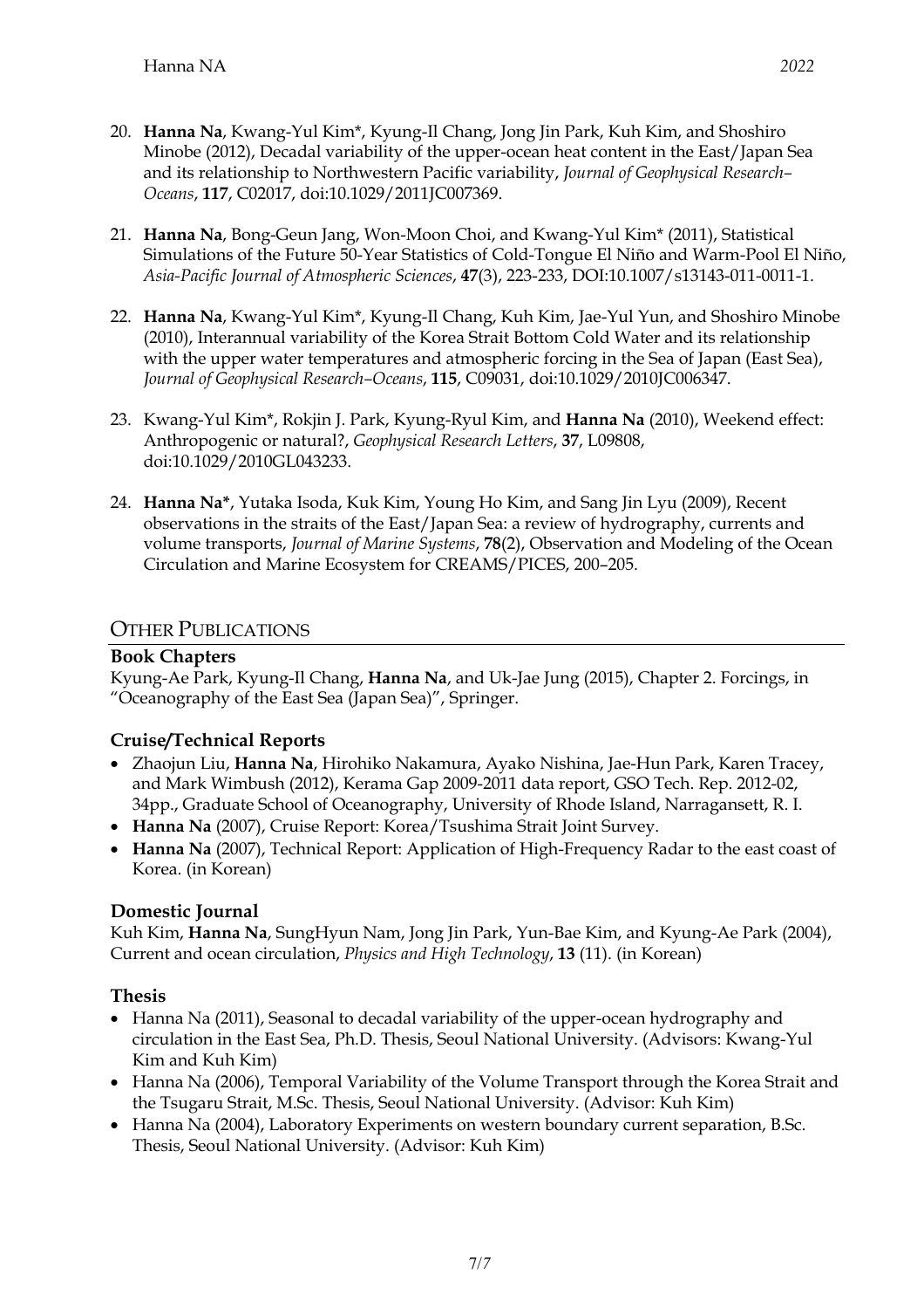20. **Hanna Na**, Kwang-Yul Kim*, Kyung-Il Chang, Jong Jin Park, Kuh Kim, and Shoshiro Minobe (2012), Decadal variability of the upper-ocean heat content in the East/Japan Sea and its relationship to Northwestern Pacific variability, *Journal of Geophysical Research–Oceans*, **117**, C02017, doi:10.1029/2011JC007369.

21. **Hanna Na**, Bong-Geun Jang, Won-Moon Choi, and Kwang-Yul Kim* (2011), Statistical Simulations of the Future 50-Year Statistics of Cold-Tongue El Niño and Warm-Pool El Niño, *Asia-Pacific Journal of Atmospheric Sciences*, **47**(3), 223-233, DOI:10.1007/s13143-011-0011-1.

22. **Hanna Na**, Kwang-Yul Kim*, Kyung-Il Chang, Kuh Kim, Jae-Yul Yun, and Shoshiro Minobe (2010), Interannual variability of the Korea Strait Bottom Cold Water and its relationship with the upper water temperatures and atmospheric forcing in the Sea of Japan (East Sea), *Journal of Geophysical Research–Oceans*, **115**, C09031, doi:10.1029/2010JC006347.

23. Kwang-Yul Kim*, Rokjin J. Park, Kyung-Ryul Kim, and **Hanna Na** (2010), Weekend effect: Anthropogenic or natural?, *Geophysical Research Letters*, **37**, L09808, doi:10.1029/2010GL043233.

24. **Hanna Na***, Yutaka Isoda, Kuk Kim, Young Ho Kim, and Sang Jin Lyu (2009), Recent observations in the straits of the East/Japan Sea: a review of hydrography, currents and volume transports, *Journal of Marine Systems*, **78**(2), Observation and Modeling of the Ocean Circulation and Marine Ecosystem for CREAMS/PICES, 200–205.

## Other Publications

### Book Chapters

Kyung-Ae Park, Kyung-Il Chang, **Hanna Na**, and Uk-Jae Jung (2015), Chapter 2. Forcings, in "Oceanography of the East Sea (Japan Sea)", Springer.

### Cruise/Technical Reports

- Zhaojun Liu, **Hanna Na**, Hirohiko Nakamura, Ayako Nishina, Jae-Hun Park, Karen Tracey, and Mark Wimbush (2012), Kerama Gap 2009-2011 data report, GSO Tech. Rep. 2012-02, 34pp., Graduate School of Oceanography, University of Rhode Island, Narragansett, R. I.
- **Hanna Na** (2007), Cruise Report: Korea/Tsushima Strait Joint Survey.
- **Hanna Na** (2007), Technical Report: Application of High-Frequency Radar to the east coast of Korea. (in Korean)

### Domestic Journal

Kuh Kim, **Hanna Na**, SungHyun Nam, Jong Jin Park, Yun-Bae Kim, and Kyung-Ae Park (2004), Current and ocean circulation, *Physics and High Technology*, **13** (11). (in Korean)

### Thesis

- Hanna Na (2011), Seasonal to decadal variability of the upper-ocean hydrography and circulation in the East Sea, Ph.D. Thesis, Seoul National University. (Advisors: Kwang-Yul Kim and Kuh Kim)
- Hanna Na (2006), Temporal Variability of the Volume Transport through the Korea Strait and the Tsugaru Strait, M.Sc. Thesis, Seoul National University. (Advisor: Kuh Kim)
- Hanna Na (2004), Laboratory Experiments on western boundary current separation, B.Sc. Thesis, Seoul National University. (Advisor: Kuh Kim)